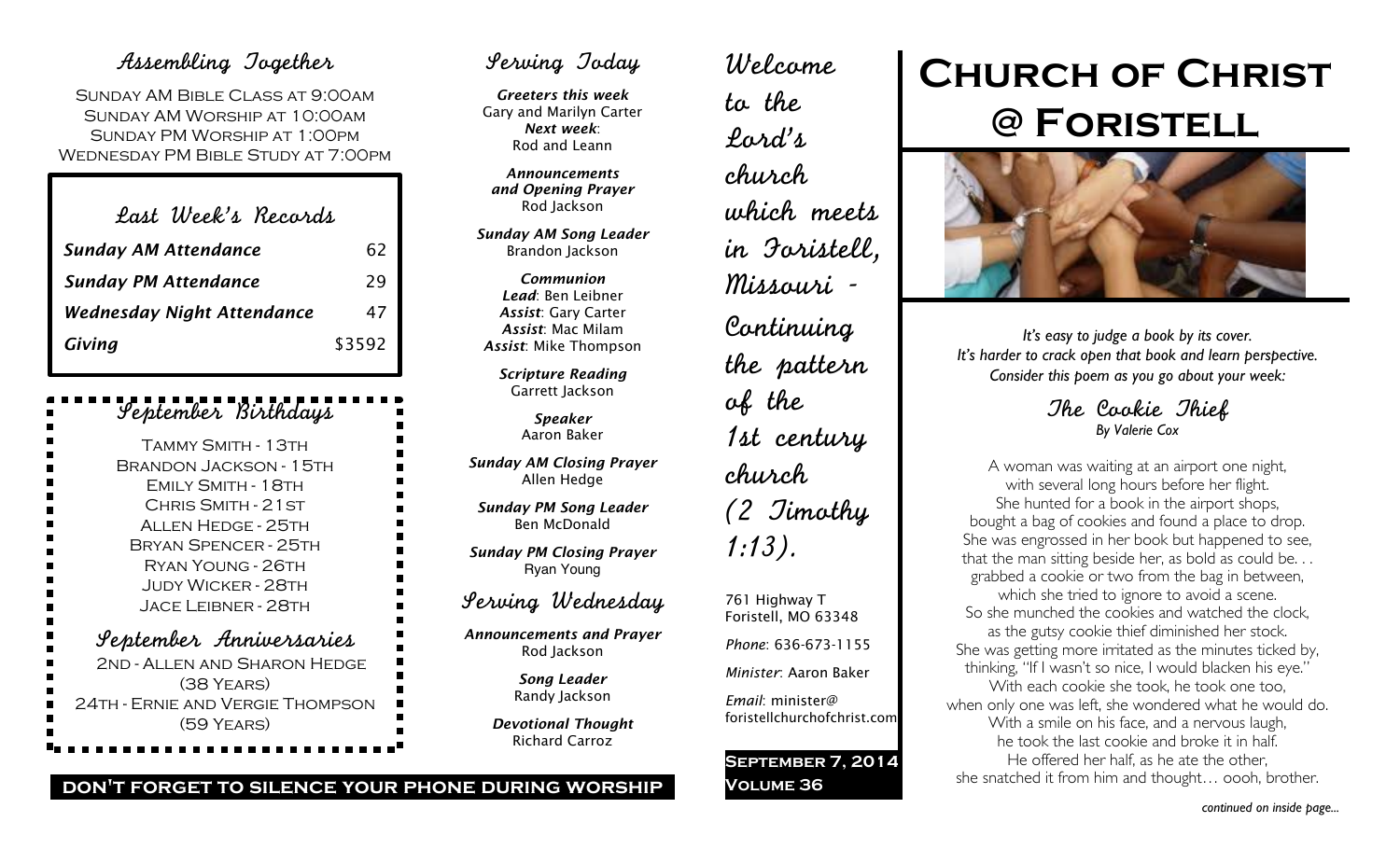## Assembling Together

SUNDAY AM BIBLE CLASS AT 9:00AM
SUNDAY AM WORSHIP AT 10:00AM
SUNDAY PM WORSHIP AT 1:00PM
WEDNESDAY PM BIBLE STUDY AT 7:00PM

## Last Week's Records

| | |
|---|---|
| *Sunday AM Attendance* | 62 |
| *Sunday PM Attendance* | 29 |
| *Wednesday Night Attendance* | 47 |
| *Giving* | $3592 |

## September Birthdays

TAMMY SMITH - 13TH
BRANDON JACKSON - 15TH
EMILY SMITH - 18TH
CHRIS SMITH - 21ST
ALLEN HEDGE - 25TH
BRYAN SPENCER - 25TH
RYAN YOUNG - 26TH
JUDY WICKER - 28TH
JACE LEIBNER - 28TH

## September Anniversaries

2ND - ALLEN AND SHARON HEDGE (38 YEARS)
24TH - ERNIE AND VERGIE THOMPSON (59 YEARS)

**DON'T FORGET TO SILENCE YOUR PHONE DURING WORSHIP**

## Serving Today

***Greeters this week***
Gary and Marilyn Carter
***Next week***:
Rod and Leann

***Announcements and Opening Prayer***
Rod Jackson

***Sunday AM Song Leader***
Brandon Jackson

***Communion***
***Lead***: Ben Leibner
***Assist***: Gary Carter
***Assist***: Mac Milam
***Assist***: Mike Thompson

***Scripture Reading***
Garrett Jackson

***Speaker***
Aaron Baker

***Sunday AM Closing Prayer***
Allen Hedge

***Sunday PM Song Leader***
Ben McDonald

***Sunday PM Closing Prayer***
Ryan Young

## Serving Wednesday

***Announcements and Prayer***
Rod Jackson

***Song Leader***
Randy Jackson

***Devotional Thought***
Richard Carroz

*Welcome to the Lord's church which meets in Foristell, Missouri - Continuing the pattern of the 1st century church (2 Timothy 1:13).*

761 Highway T
Foristell, MO 63348

*Phone*: 636-673-1155

*Minister*: Aaron Baker

*Email*: minister@foristellchurchofchrist.com

**September 7, 2014**
**Volume 36**

# Church of Christ @ Foristell

*It's easy to judge a book by its cover.*
*It's harder to crack open that book and learn perspective.*
*Consider this poem as you go about your week:*

### The Cookie Thief
*By Valerie Cox*

A woman was waiting at an airport one night,
with several long hours before her flight.
She hunted for a book in the airport shops,
bought a bag of cookies and found a place to drop.
She was engrossed in her book but happened to see,
that the man sitting beside her, as bold as could be. . .
grabbed a cookie or two from the bag in between,
which she tried to ignore to avoid a scene.
So she munched the cookies and watched the clock,
as the gutsy cookie thief diminished her stock.
She was getting more irritated as the minutes ticked by,
thinking, "If I wasn't so nice, I would blacken his eye."
With each cookie she took, he took one too,
when only one was left, she wondered what he would do.
With a smile on his face, and a nervous laugh,
he took the last cookie and broke it in half.
He offered her half, as he ate the other,
she snatched it from him and thought… oooh, brother.

*continued on inside page...*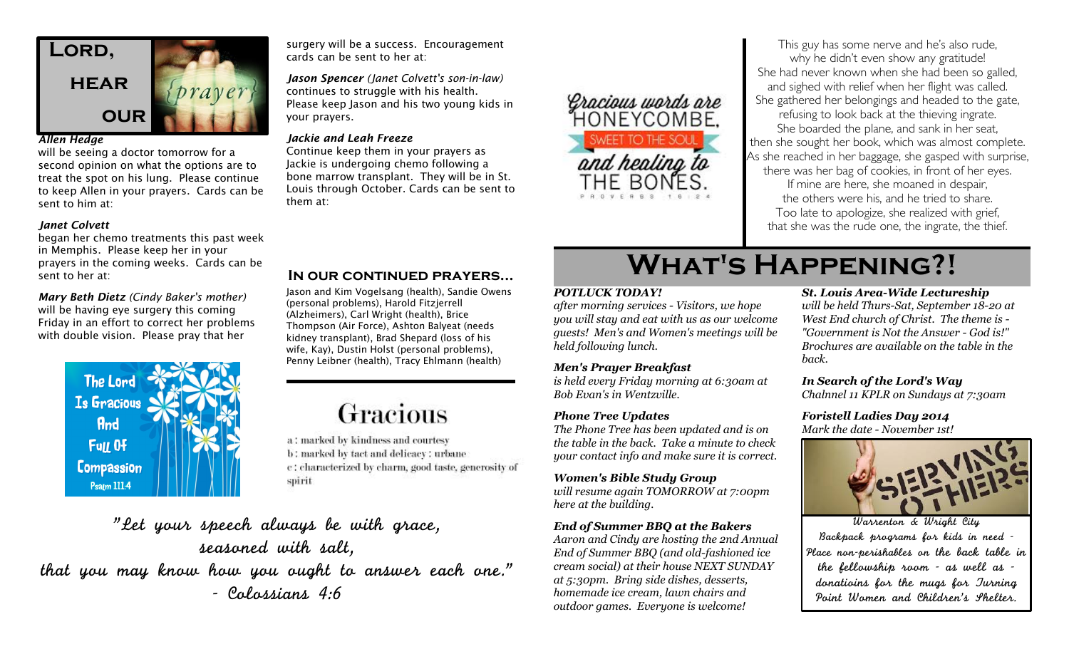# Lord, hear our {prayer}

***Allen Hedge***
will be seeing a doctor tomorrow for a second opinion on what the options are to treat the spot on his lung. Please continue to keep Allen in your prayers. Cards can be sent to him at:

***Janet Colvett***
began her chemo treatments this past week in Memphis. Please keep her in your prayers in the coming weeks. Cards can be sent to her at:

***Mary Beth Dietz*** *(Cindy Baker's mother)*
will be having eye surgery this coming Friday in an effort to correct her problems with double vision. Please pray that her surgery will be a success. Encouragement cards can be sent to her at:

***Jason Spencer*** *(Janet Colvett's son-in-law)*
continues to struggle with his health. Please keep Jason and his two young kids in your prayers.

***Jackie and Leah Freeze***
Continue keep them in your prayers as Jackie is undergoing chemo following a bone marrow transplant. They will be in St. Louis through October. Cards can be sent to them at:

The Lord Is Gracious And Full Of Compassion
Psalm 111:4

## In our continued prayers...

Jason and Kim Vogelsang (health), Sandie Owens (personal problems), Harold Fitzjerrell (Alzheimers), Carl Wright (health), Brice Thompson (Air Force), Ashton Balyeat (needs kidney transplant), Brad Shepard (loss of his wife, Kay), Dustin Holst (personal problems), Penny Leibner (health), Tracy Ehlmann (health)

## Gracious

a : marked by kindness and courtesy
b : marked by tact and delicacy : urbane
c : characterized by charm, good taste, generosity of spirit

"Let your speech always be with grace,
seasoned with salt,
that you may know how you ought to answer each one."
- Colossians 4:6

Gracious words are HONEYCOMBE, SWEET TO THE SOUL and healing to THE BONES.
PROVERBS 16:24

This guy has some nerve and he's also rude,
why he didn't even show any gratitude!
She had never known when she had been so galled,
and sighed with relief when her flight was called.
She gathered her belongings and headed to the gate,
refusing to look back at the thieving ingrate.
She boarded the plane, and sank in her seat,
then she sought her book, which was almost complete.
As she reached in her baggage, she gasped with surprise,
there was her bag of cookies, in front of her eyes.
If mine are here, she moaned in despair,
the others were his, and he tried to share.
Too late to apologize, she realized with grief,
that she was the rude one, the ingrate, the thief.

# What's Happening?!

***POTLUCK TODAY!***
*after morning services - Visitors, we hope you will stay and eat with us as our welcome guests! Men's and Women's meetings will be held following lunch.*

***Men's Prayer Breakfast***
*is held every Friday morning at 6:30am at Bob Evan's in Wentzville.*

***Phone Tree Updates***
*The Phone Tree has been updated and is on the table in the back. Take a minute to check your contact info and make sure it is correct.*

***Women's Bible Study Group***
*will resume again TOMORROW at 7:00pm here at the building.*

***End of Summer BBQ at the Bakers***
*Aaron and Cindy are hosting the 2nd Annual End of Summer BBQ (and old-fashioned ice cream social) at their house NEXT SUNDAY at 5:30pm. Bring side dishes, desserts, homemade ice cream, lawn chairs and outdoor games. Everyone is welcome!*

***St. Louis Area-Wide Lectureship***
*will be held Thurs-Sat, September 18-20 at West End church of Christ. The theme is - "Government is Not the Answer - God is!" Brochures are available on the table in the back.*

***In Search of the Lord's Way***
*Chalnnel 11 KPLR on Sundays at 7:30am*

***Foristell Ladies Day 2014***
*Mark the date - November 1st!*

SERVING OTHERS

Warrenton & Wright City Backpack programs for kids in need - Place non-perishables on the back table in the fellowship room - as well as - donatioins for the mugs for Turning Point Women and Children's Shelter.